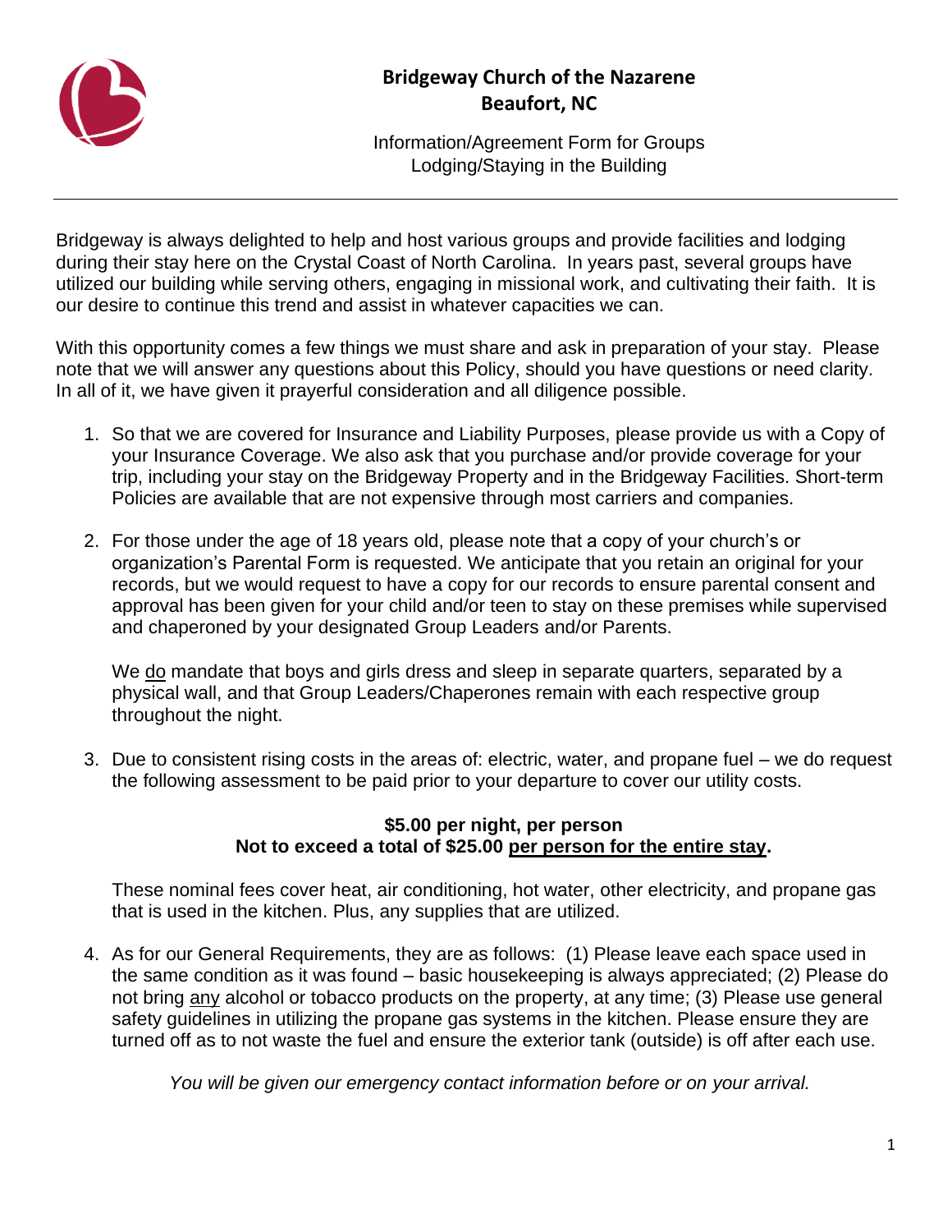# Bridgeway Church of the Nazarene
## Beaufort, NC

Information/Agreement Form for Groups
Lodging/Staying in the Building

---

Bridgeway is always delighted to help and host various groups and provide facilities and lodging during their stay here on the Crystal Coast of North Carolina. In years past, several groups have utilized our building while serving others, engaging in missional work, and cultivating their faith. It is our desire to continue this trend and assist in whatever capacities we can.

With this opportunity comes a few things we must share and ask in preparation of your stay. Please note that we will answer any questions about this Policy, should you have questions or need clarity. In all of it, we have given it prayerful consideration and all diligence possible.

1. So that we are covered for Insurance and Liability Purposes, please provide us with a Copy of your Insurance Coverage. We also ask that you purchase and/or provide coverage for your trip, including your stay on the Bridgeway Property and in the Bridgeway Facilities. Short-term Policies are available that are not expensive through most carriers and companies.

2. For those under the age of 18 years old, please note that a copy of your church's or organization's Parental Form is requested. We anticipate that you retain an original for your records, but we would request to have a copy for our records to ensure parental consent and approval has been given for your child and/or teen to stay on these premises while supervised and chaperoned by your designated Group Leaders and/or Parents.

   We <u>do</u> mandate that boys and girls dress and sleep in separate quarters, separated by a physical wall, and that Group Leaders/Chaperones remain with each respective group throughout the night.

3. Due to consistent rising costs in the areas of: electric, water, and propane fuel – we do request the following assessment to be paid prior to your departure to cover our utility costs.

   **$5.00 per night, per person**
   **Not to exceed a total of $25.00 <u>per person for the entire stay</u>.**

   These nominal fees cover heat, air conditioning, hot water, other electricity, and propane gas that is used in the kitchen. Plus, any supplies that are utilized.

4. As for our General Requirements, they are as follows: (1) Please leave each space used in the same condition as it was found – basic housekeeping is always appreciated; (2) Please do not bring <u>any</u> alcohol or tobacco products on the property, at any time; (3) Please use general safety guidelines in utilizing the propane gas systems in the kitchen. Please ensure they are turned off as to not waste the fuel and ensure the exterior tank (outside) is off after each use.

*You will be given our emergency contact information before or on your arrival.*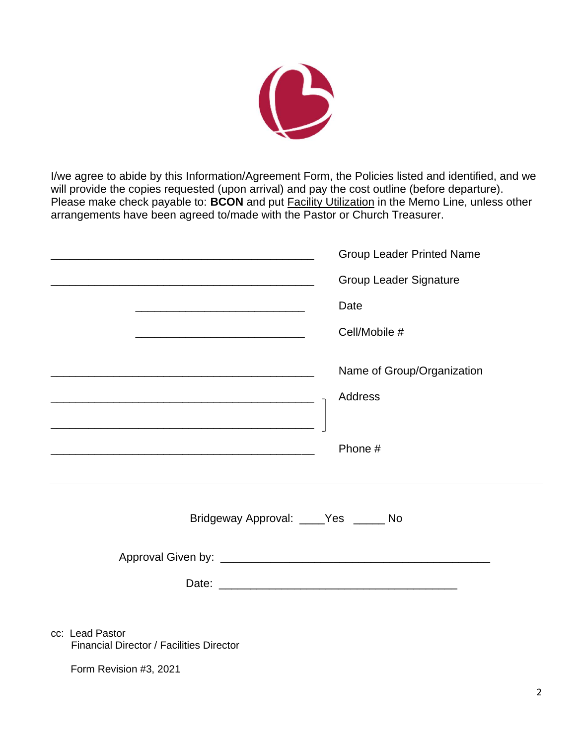I/we agree to abide by this Information/Agreement Form, the Policies listed and identified, and we will provide the copies requested (upon arrival) and pay the cost outline (before departure). Please make check payable to: **BCON** and put Facility Utilization in the Memo Line, unless other arrangements have been agreed to/made with the Pastor or Church Treasurer.

\_\_\_\_\_\_\_\_\_\_\_\_\_\_\_\_\_\_\_\_\_\_\_\_\_\_\_\_\_\_\_\_\_\_\_\_\_\_\_\_\_\_\_ Group Leader Printed Name

\_\_\_\_\_\_\_\_\_\_\_\_\_\_\_\_\_\_\_\_\_\_\_\_\_\_\_\_\_\_\_\_\_\_\_\_\_\_\_\_\_\_\_ Group Leader Signature

\_\_\_\_\_\_\_\_\_\_\_\_\_\_\_\_\_\_\_\_\_\_\_\_\_\_\_ Date

\_\_\_\_\_\_\_\_\_\_\_\_\_\_\_\_\_\_\_\_\_\_\_\_\_\_\_ Cell/Mobile #

\_\_\_\_\_\_\_\_\_\_\_\_\_\_\_\_\_\_\_\_\_\_\_\_\_\_\_\_\_\_\_\_\_\_\_\_\_\_\_\_\_\_\_ Name of Group/Organization

\_\_\_\_\_\_\_\_\_\_\_\_\_\_\_\_\_\_\_\_\_\_\_\_\_\_\_\_\_\_\_\_\_\_\_\_\_\_\_\_\_\_\_ Address

\_\_\_\_\_\_\_\_\_\_\_\_\_\_\_\_\_\_\_\_\_\_\_\_\_\_\_\_\_\_\_\_\_\_\_\_\_\_\_\_\_\_\_

\_\_\_\_\_\_\_\_\_\_\_\_\_\_\_\_\_\_\_\_\_\_\_\_\_\_\_\_\_\_\_\_\_\_\_\_\_\_\_\_\_\_\_ Phone #

---

Bridgeway Approval: \_\_\_\_Yes \_\_\_\_\_ No

Approval Given by: \_\_\_\_\_\_\_\_\_\_\_\_\_\_\_\_\_\_\_\_\_\_\_\_\_\_\_\_\_\_\_\_\_\_\_\_\_\_\_\_\_\_\_

Date: \_\_\_\_\_\_\_\_\_\_\_\_\_\_\_\_\_\_\_\_\_\_\_\_\_\_\_\_\_\_\_\_\_\_\_\_\_\_\_

cc: Lead Pastor
Financial Director / Facilities Director

Form Revision #3, 2021